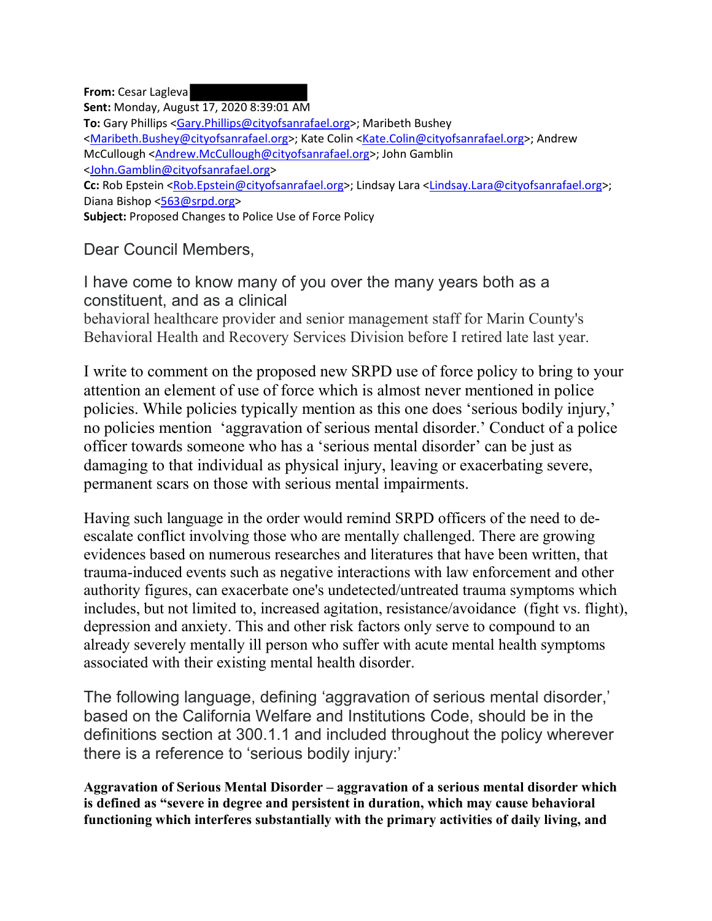**From:** Cesar Lagleva
**Sent:** Monday, August 17, 2020 8:39:01 AM
**To:** Gary Phillips <Gary.Phillips@cityofsanrafael.org>; Maribeth Bushey <Maribeth.Bushey@cityofsanrafael.org>; Kate Colin <Kate.Colin@cityofsanrafael.org>; Andrew McCullough <Andrew.McCullough@cityofsanrafael.org>; John Gamblin <John.Gamblin@cityofsanrafael.org>
**Cc:** Rob Epstein <Rob.Epstein@cityofsanrafael.org>; Lindsay Lara <Lindsay.Lara@cityofsanrafael.org>; Diana Bishop <563@srpd.org>
**Subject:** Proposed Changes to Police Use of Force Policy

Dear Council Members,

I have come to know many of you over the many years both as a constituent, and as a clinical behavioral healthcare provider and senior management staff for Marin County's Behavioral Health and Recovery Services Division before I retired late last year.

I write to comment on the proposed new SRPD use of force policy to bring to your attention an element of use of force which is almost never mentioned in police policies. While policies typically mention as this one does 'serious bodily injury,' no policies mention 'aggravation of serious mental disorder.' Conduct of a police officer towards someone who has a 'serious mental disorder' can be just as damaging to that individual as physical injury, leaving or exacerbating severe, permanent scars on those with serious mental impairments.

Having such language in the order would remind SRPD officers of the need to de-escalate conflict involving those who are mentally challenged. There are growing evidences based on numerous researches and literatures that have been written, that trauma-induced events such as negative interactions with law enforcement and other authority figures, can exacerbate one's undetected/untreated trauma symptoms which includes, but not limited to, increased agitation, resistance/avoidance (fight vs. flight), depression and anxiety. This and other risk factors only serve to compound to an already severely mentally ill person who suffer with acute mental health symptoms associated with their existing mental health disorder.

The following language, defining 'aggravation of serious mental disorder,' based on the California Welfare and Institutions Code, should be in the definitions section at 300.1.1 and included throughout the policy wherever there is a reference to 'serious bodily injury:'

**Aggravation of Serious Mental Disorder – aggravation of a serious mental disorder which is defined as "severe in degree and persistent in duration, which may cause behavioral functioning which interferes substantially with the primary activities of daily living, and**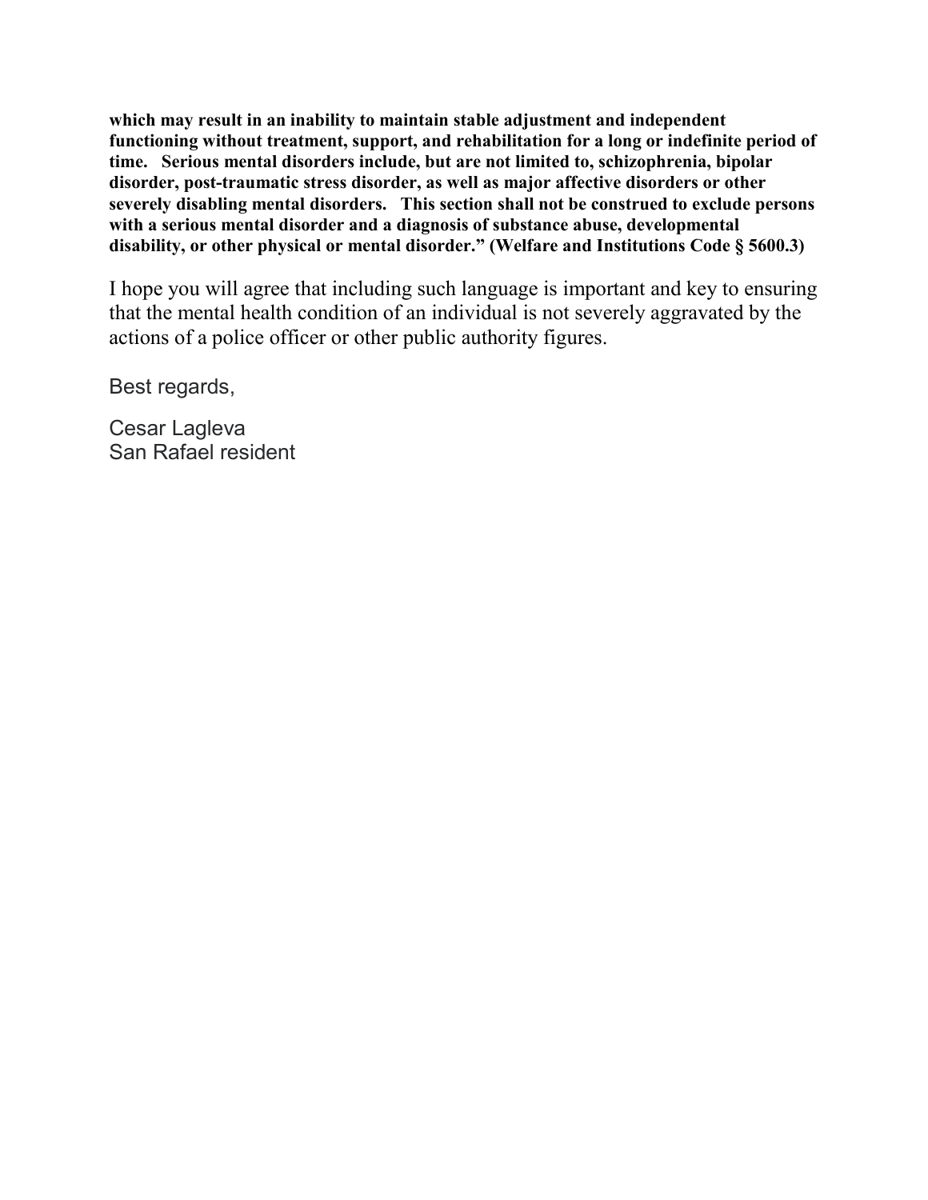**which may result in an inability to maintain stable adjustment and independent functioning without treatment, support, and rehabilitation for a long or indefinite period of time. Serious mental disorders include, but are not limited to, schizophrenia, bipolar disorder, post-traumatic stress disorder, as well as major affective disorders or other severely disabling mental disorders. This section shall not be construed to exclude persons with a serious mental disorder and a diagnosis of substance abuse, developmental disability, or other physical or mental disorder." (Welfare and Institutions Code § 5600.3)**

I hope you will agree that including such language is important and key to ensuring that the mental health condition of an individual is not severely aggravated by the actions of a police officer or other public authority figures.

Best regards,

Cesar Lagleva
San Rafael resident